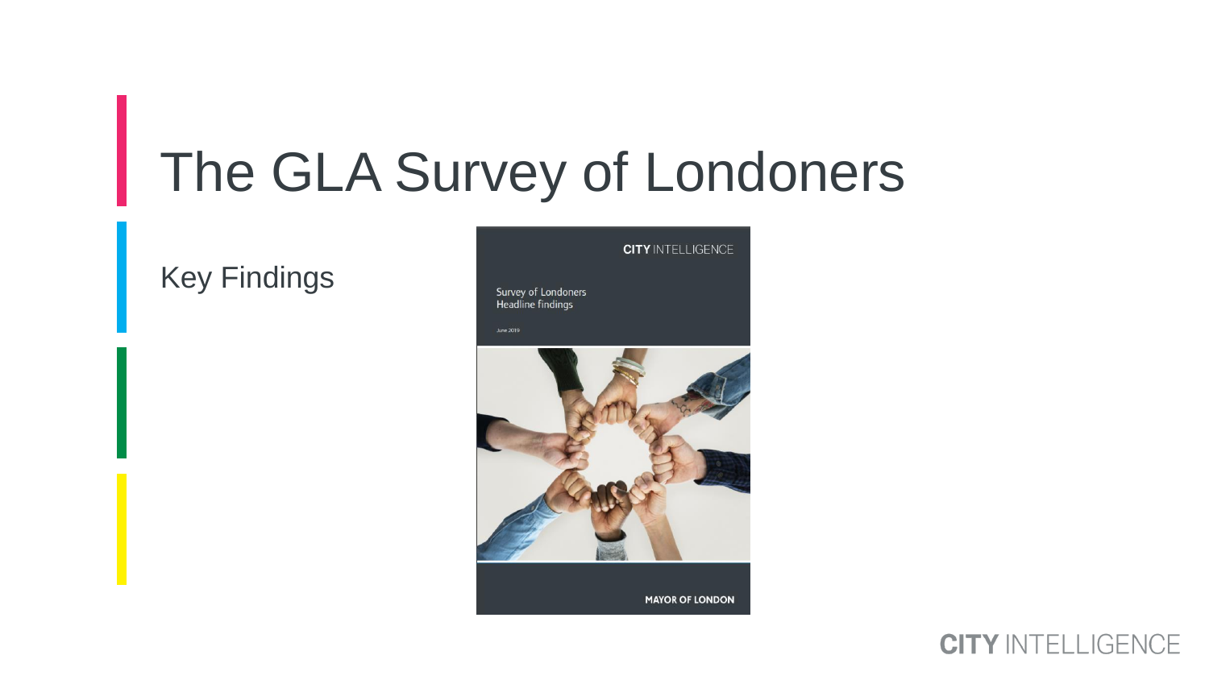# The GLA Survey of Londoners

Key Findings

CITY INTELLIGENCE

Survey of Londoners
Headline findings

June 2019

MAYOR OF LONDON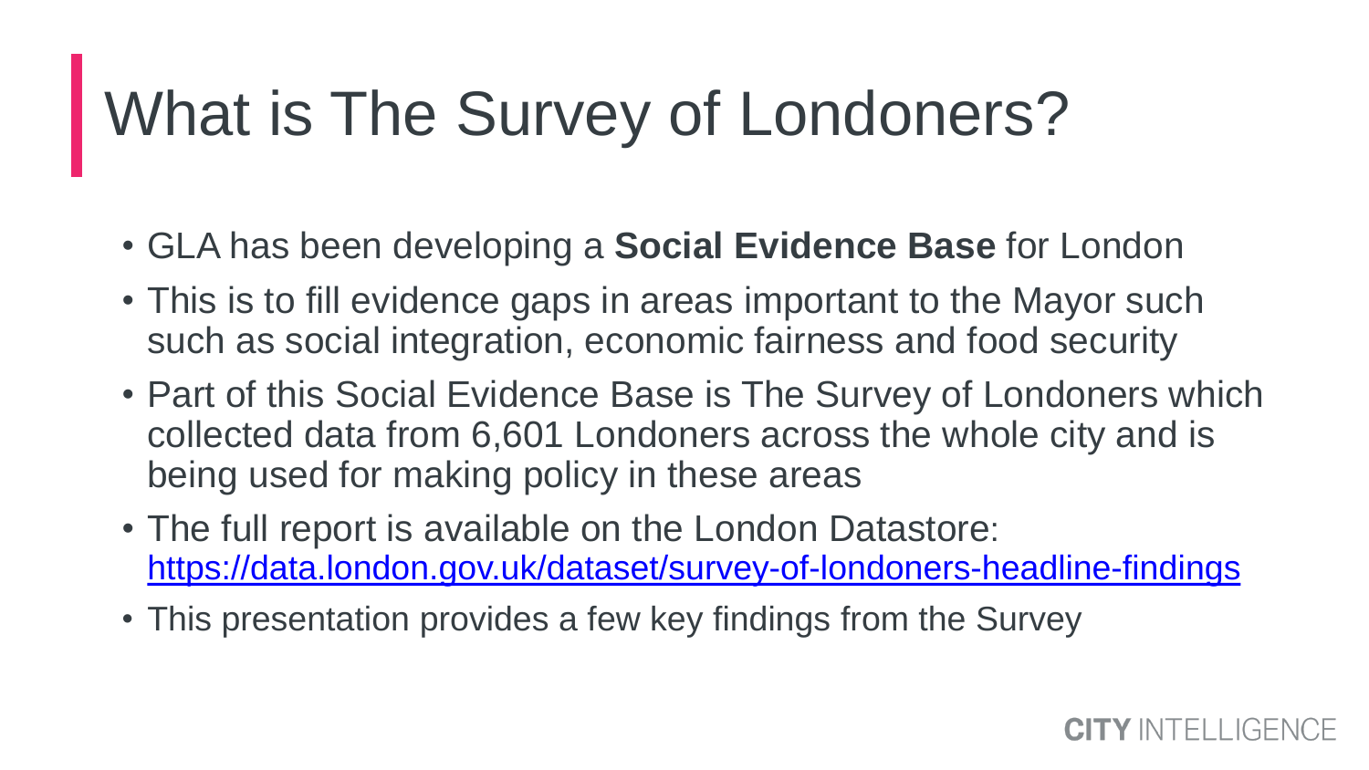# What is The Survey of Londoners?

- GLA has been developing a **Social Evidence Base** for London
- This is to fill evidence gaps in areas important to the Mayor such such as social integration, economic fairness and food security
- Part of this Social Evidence Base is The Survey of Londoners which collected data from 6,601 Londoners across the whole city and is being used for making policy in these areas
- The full report is available on the London Datastore: [https://data.london.gov.uk/dataset/survey-of-londoners-headline-findings](https://data.london.gov.uk/dataset/survey-of-londoners-headline-findings)
- This presentation provides a few key findings from the Survey

CITY INTELLIGENCE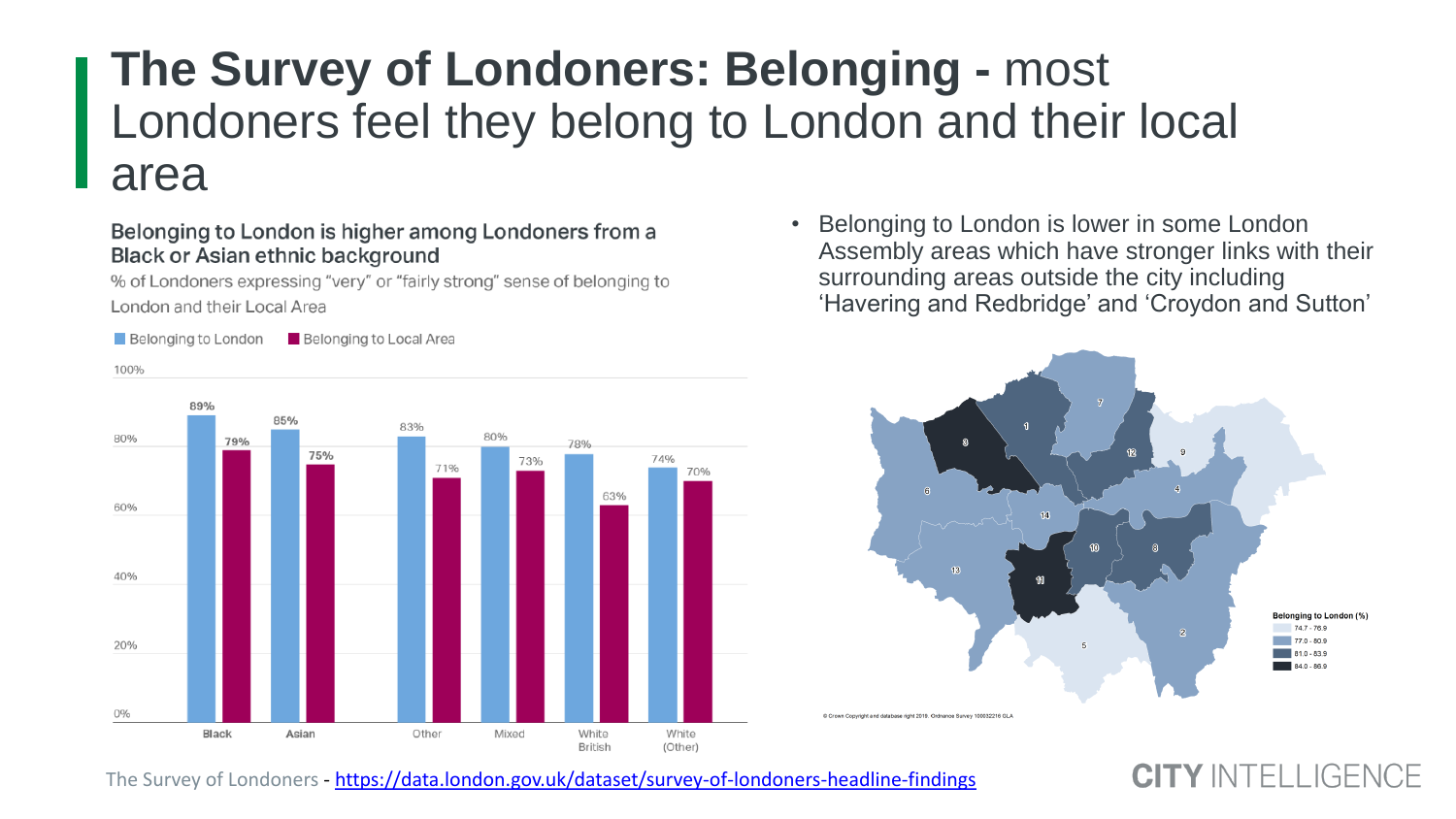# The Survey of Londoners: Belonging - most Londoners feel they belong to London and their local area

### Belonging to London is higher among Londoners from a Black or Asian ethnic background

% of Londoners expressing "very" or "fairly strong" sense of belonging to London and their Local Area

| | Belonging to London | Belonging to Local Area |
|---|---|---|
| Black | 89% | 79% |
| Asian | 85% | 75% |
| Other | 83% | 71% |
| Mixed | 80% | 73% |
| White British | 78% | 63% |
| White (Other) | 74% | 70% |

- Belonging to London is lower in some London Assembly areas which have stronger links with their surrounding areas outside the city including 'Havering and Redbridge' and 'Croydon and Sutton'

Belonging to London (%)

- 74.7 - 76.9
- 77.0 - 80.9
- 81.0 - 83.9
- 84.0 - 86.9

© Crown Copyright and database right 2019. Ordnance Survey 100032216 GLA

The Survey of Londoners - https://data.london.gov.uk/dataset/survey-of-londoners-headline-findings

CITY INTELLIGENCE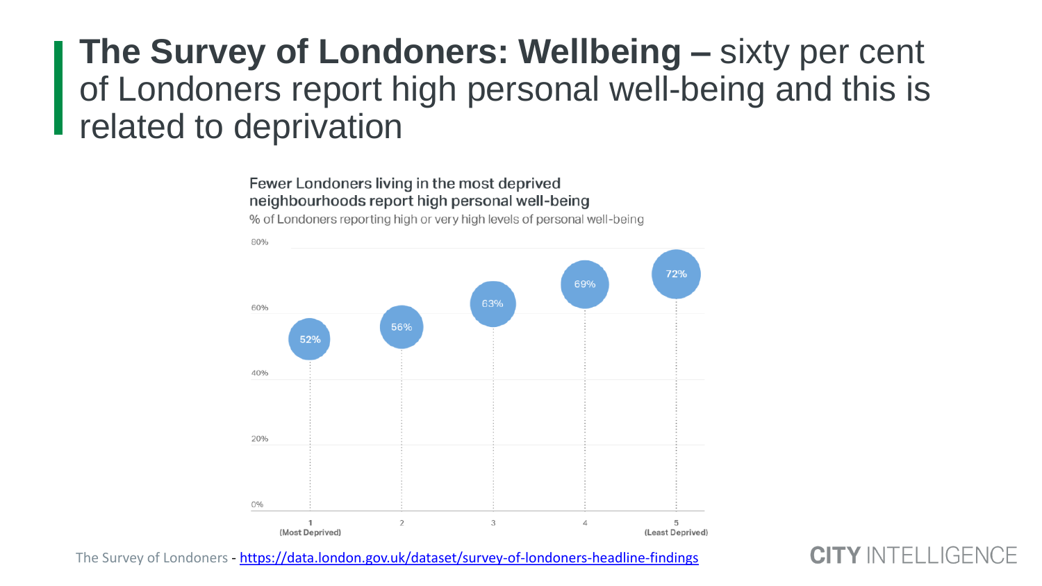# **The Survey of Londoners: Wellbeing –** sixty per cent of Londoners report high personal well-being and this is related to deprivation

**Fewer Londoners living in the most deprived neighbourhoods report high personal well-being**

% of Londoners reporting high or very high levels of personal well-being

| Deprivation quintile | % reporting high or very high personal well-being |
|---|---|
| 1 (Most Deprived) | 52% |
| 2 | 56% |
| 3 | 63% |
| 4 | 69% |
| 5 (Least Deprived) | 72% |

The Survey of Londoners - https://data.london.gov.uk/dataset/survey-of-londoners-headline-findings

**CITY** INTELLIGENCE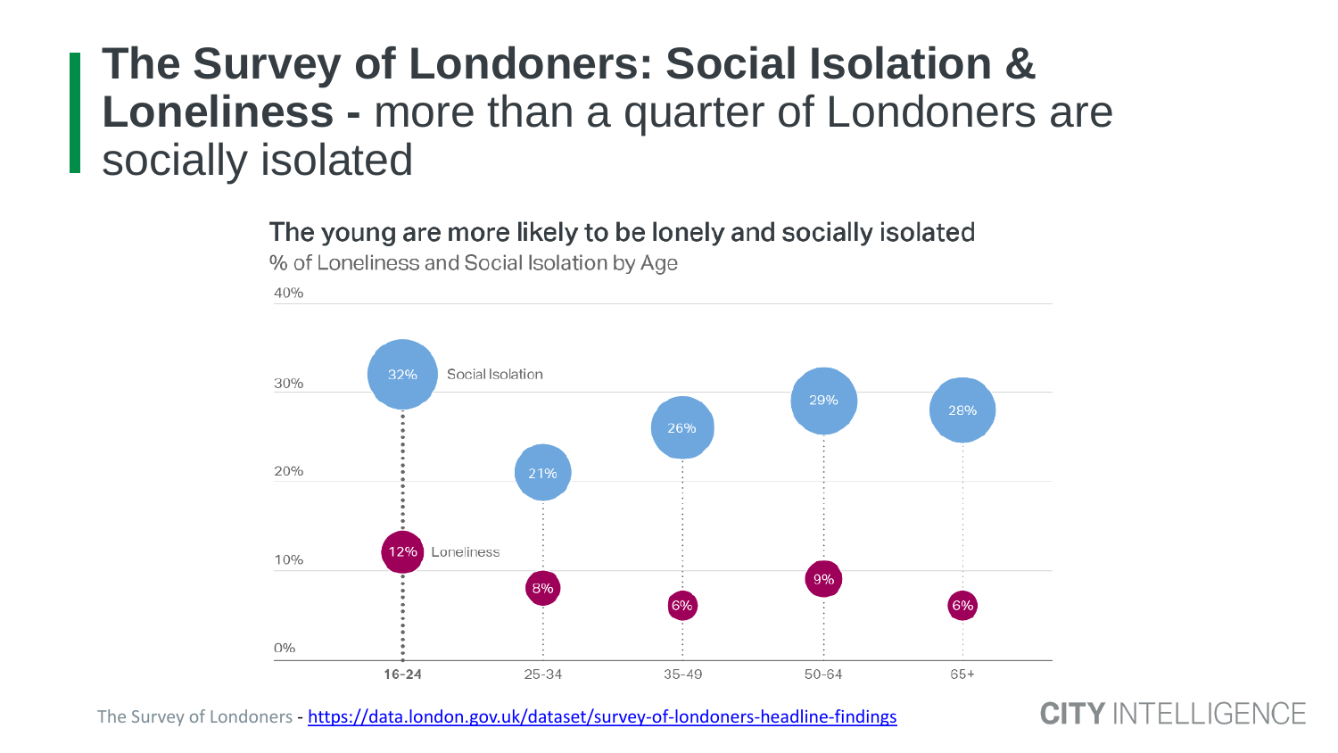# The Survey of Londoners: Social Isolation & Loneliness - more than a quarter of Londoners are socially isolated

**The young are more likely to be lonely and socially isolated**

% of Loneliness and Social Isolation by Age

| Age | Social Isolation | Loneliness |
|---|---|---|
| 16-24 | 32% | 12% |
| 25-34 | 21% | 8% |
| 35-49 | 26% | 6% |
| 50-64 | 29% | 9% |
| 65+ | 28% | 6% |

The Survey of Londoners - https://data.london.gov.uk/dataset/survey-of-londoners-headline-findings

CITY INTELLIGENCE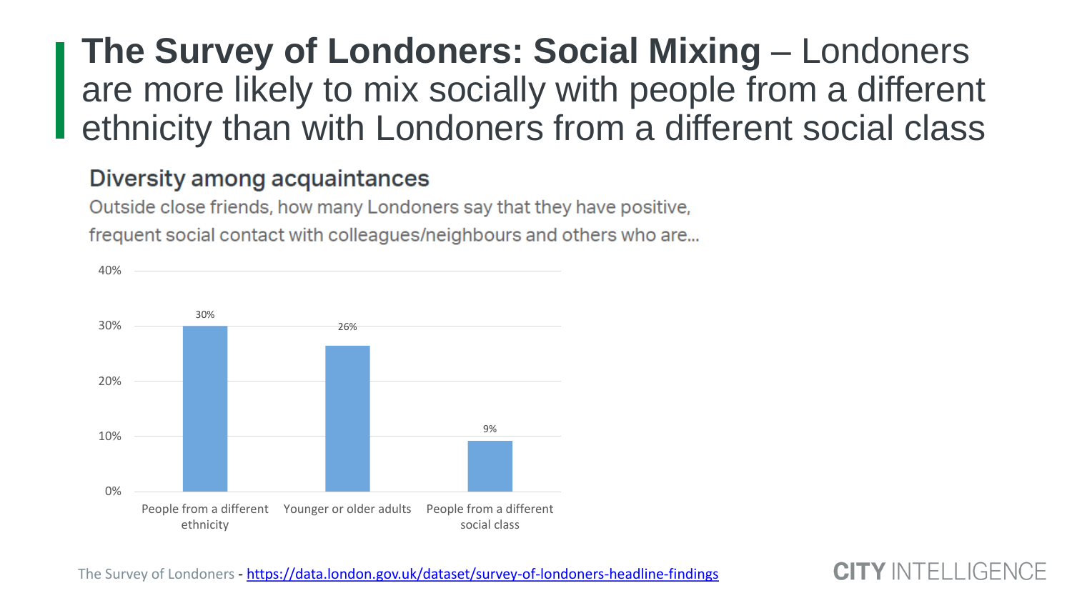# **The Survey of Londoners: Social Mixing** – Londoners are more likely to mix socially with people from a different ethnicity than with Londoners from a different social class

## Diversity among acquaintances

Outside close friends, how many Londoners say that they have positive, frequent social contact with colleagues/neighbours and others who are...

| Category | Percentage |
| --- | --- |
| People from a different ethnicity | 30% |
| Younger or older adults | 26% |
| People from a different social class | 9% |

The Survey of Londoners - https://data.london.gov.uk/dataset/survey-of-londoners-headline-findings

CITY INTELLIGENCE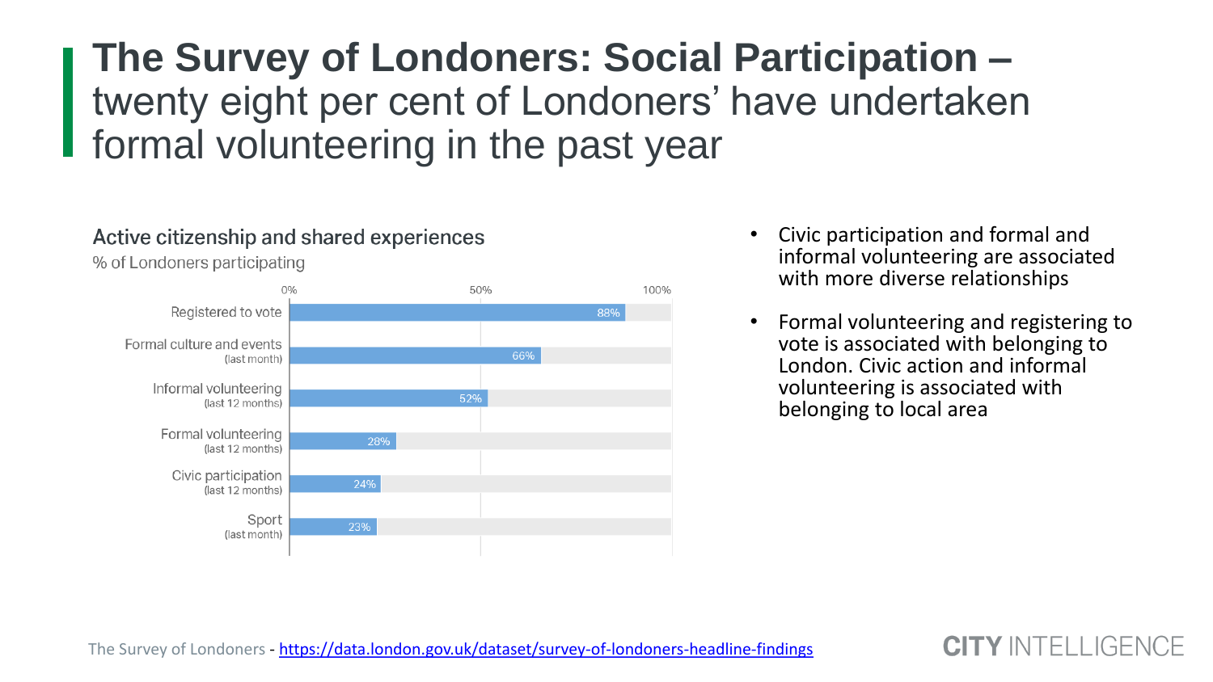# **The Survey of Londoners: Social Participation –** twenty eight per cent of Londoners' have undertaken formal volunteering in the past year

**Active citizenship and shared experiences**

% of Londoners participating

| Activity | % |
| --- | --- |
| Registered to vote | 88% |
| Formal culture and events (last month) | 66% |
| Informal volunteering (last 12 months) | 52% |
| Formal volunteering (last 12 months) | 28% |
| Civic participation (last 12 months) | 24% |
| Sport (last month) | 23% |

- Civic participation and formal and informal volunteering are associated with more diverse relationships
- Formal volunteering and registering to vote is associated with belonging to London. Civic action and informal volunteering is associated with belonging to local area

The Survey of Londoners - https://data.london.gov.uk/dataset/survey-of-londoners-headline-findings

CITY INTELLIGENCE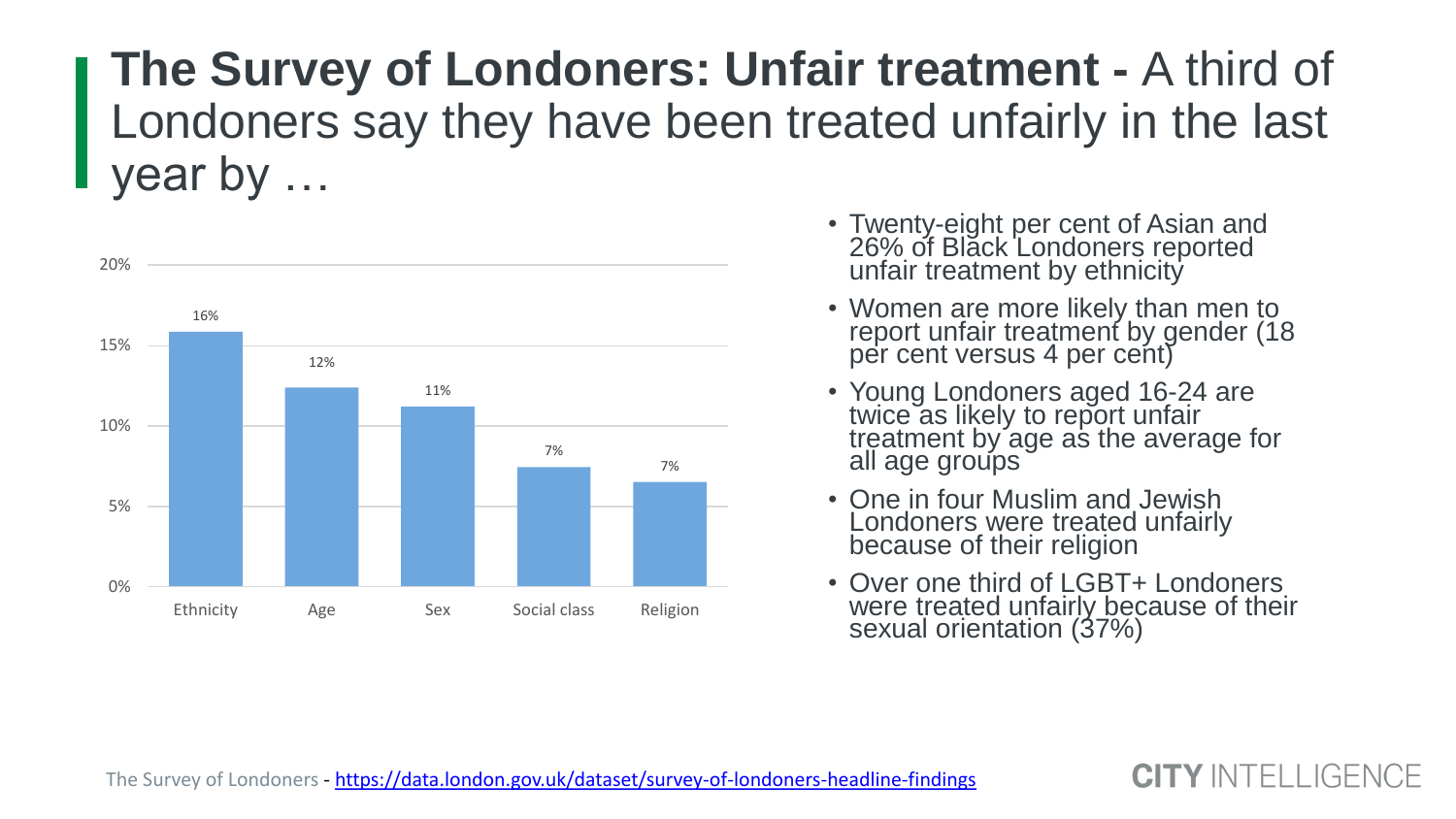# **The Survey of Londoners: Unfair treatment -** A third of Londoners say they have been treated unfairly in the last year by …

| Category | Percentage |
|---|---|
| Ethnicity | 16% |
| Age | 12% |
| Sex | 11% |
| Social class | 7% |
| Religion | 7% |

- Twenty-eight per cent of Asian and 26% of Black Londoners reported unfair treatment by ethnicity
- Women are more likely than men to report unfair treatment by gender (18 per cent versus 4 per cent)
- Young Londoners aged 16-24 are twice as likely to report unfair treatment by age as the average for all age groups
- One in four Muslim and Jewish Londoners were treated unfairly because of their religion
- Over one third of LGBT+ Londoners were treated unfairly because of their sexual orientation (37%)

The Survey of Londoners - https://data.london.gov.uk/dataset/survey-of-londoners-headline-findings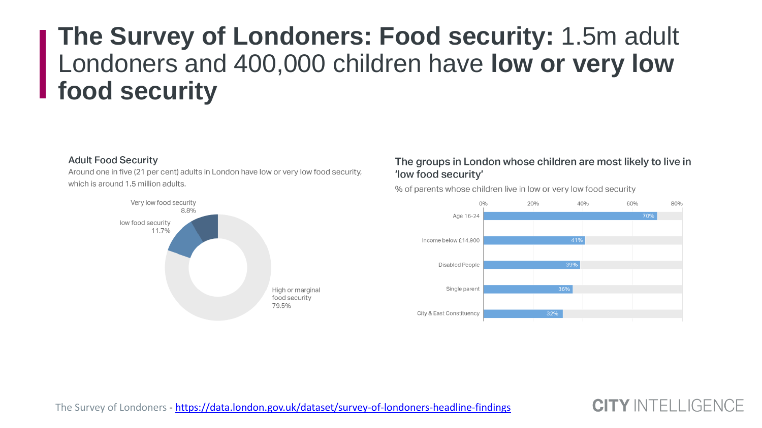# **The Survey of Londoners: Food security:** 1.5m adult Londoners and 400,000 children have **low or very low food security**

### Adult Food Security

Around one in five (21 per cent) adults in London have low or very low food security, which is around 1.5 million adults.

| Category | % |
|---|---|
| Very low food security | 8.8% |
| low food security | 11.7% |
| High or marginal food security | 79.5% |

### The groups in London whose children are most likely to live in 'low food security'

% of parents whose children live in low or very low food security

| Group | % |
|---|---|
| Age 16-24 | 70% |
| Income below £14,900 | 41% |
| Disabled People | 39% |
| Single parent | 36% |
| City & East Constituency | 32% |

The Survey of Londoners - https://data.london.gov.uk/dataset/survey-of-londoners-headline-findings

CITY INTELLIGENCE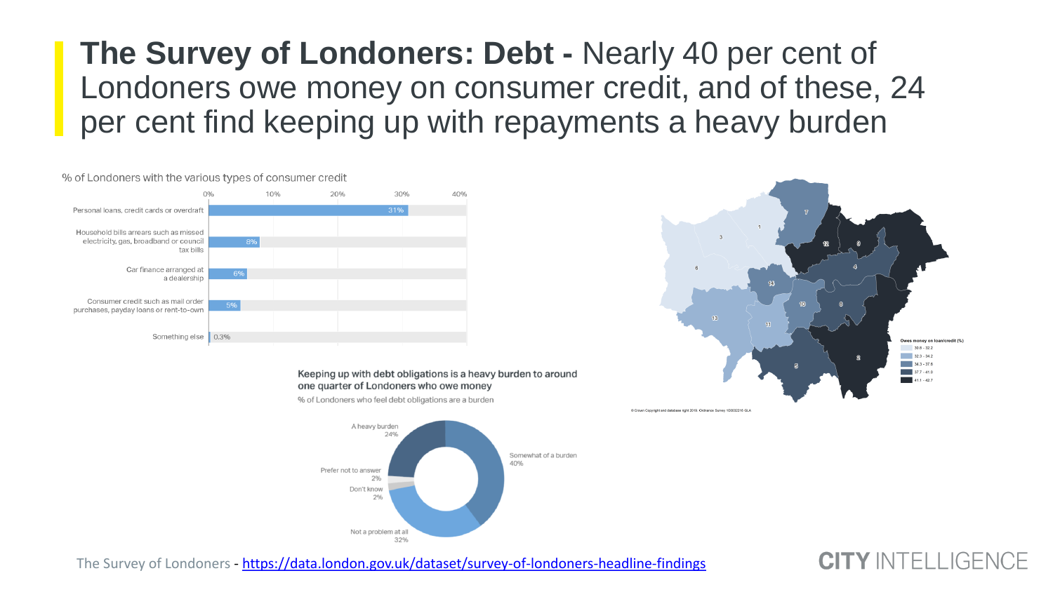# **The Survey of Londoners: Debt -** Nearly 40 per cent of Londoners owe money on consumer credit, and of these, 24 per cent find keeping up with repayments a heavy burden

% of Londoners with the various types of consumer credit

| Type of consumer credit | % |
| --- | --- |
| Personal loans, credit cards or overdraft | 31% |
| Household bills arrears such as missed electricity, gas, broadband or council tax bills | 8% |
| Car finance arranged at a dealership | 6% |
| Consumer credit such as mail order purchases, payday loans or rent-to-own | 5% |
| Something else | 0.3% |

Keeping up with debt obligations is a heavy burden to around one quarter of Londoners who owe money

% of Londoners who feel debt obligations are a burden

| Response | % |
| --- | --- |
| A heavy burden | 24% |
| Somewhat of a burden | 40% |
| Not a problem at all | 32% |
| Don't know | 2% |
| Prefer not to answer | 2% |

Owes money on loan/credit (%)

- 30.8 - 32.2
- 32.3 - 34.2
- 34.3 - 37.6
- 37.7 - 41.0
- 41.1 - 42.7

© Crown Copyright and database right 2019. Ordnance Survey 100032216 GLA

The Survey of Londoners - https://data.london.gov.uk/dataset/survey-of-londoners-headline-findings

CITY INTELLIGENCE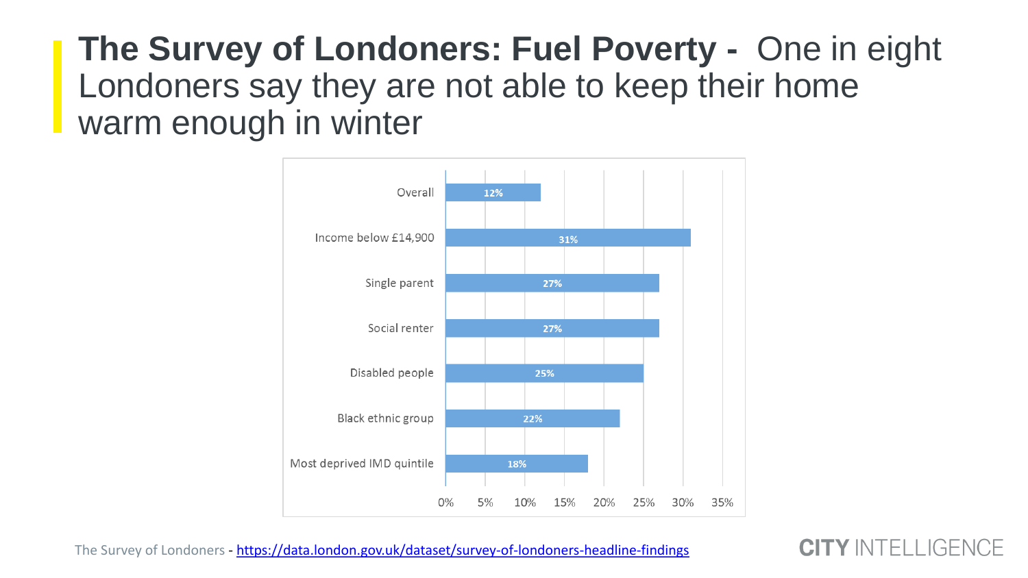# **The Survey of Londoners: Fuel Poverty -** One in eight Londoners say they are not able to keep their home warm enough in winter

| Group | Percentage |
| --- | --- |
| Overall | 12% |
| Income below £14,900 | 31% |
| Single parent | 27% |
| Social renter | 27% |
| Disabled people | 25% |
| Black ethnic group | 22% |
| Most deprived IMD quintile | 18% |

The Survey of Londoners - https://data.london.gov.uk/dataset/survey-of-londoners-headline-findings

CITY INTELLIGENCE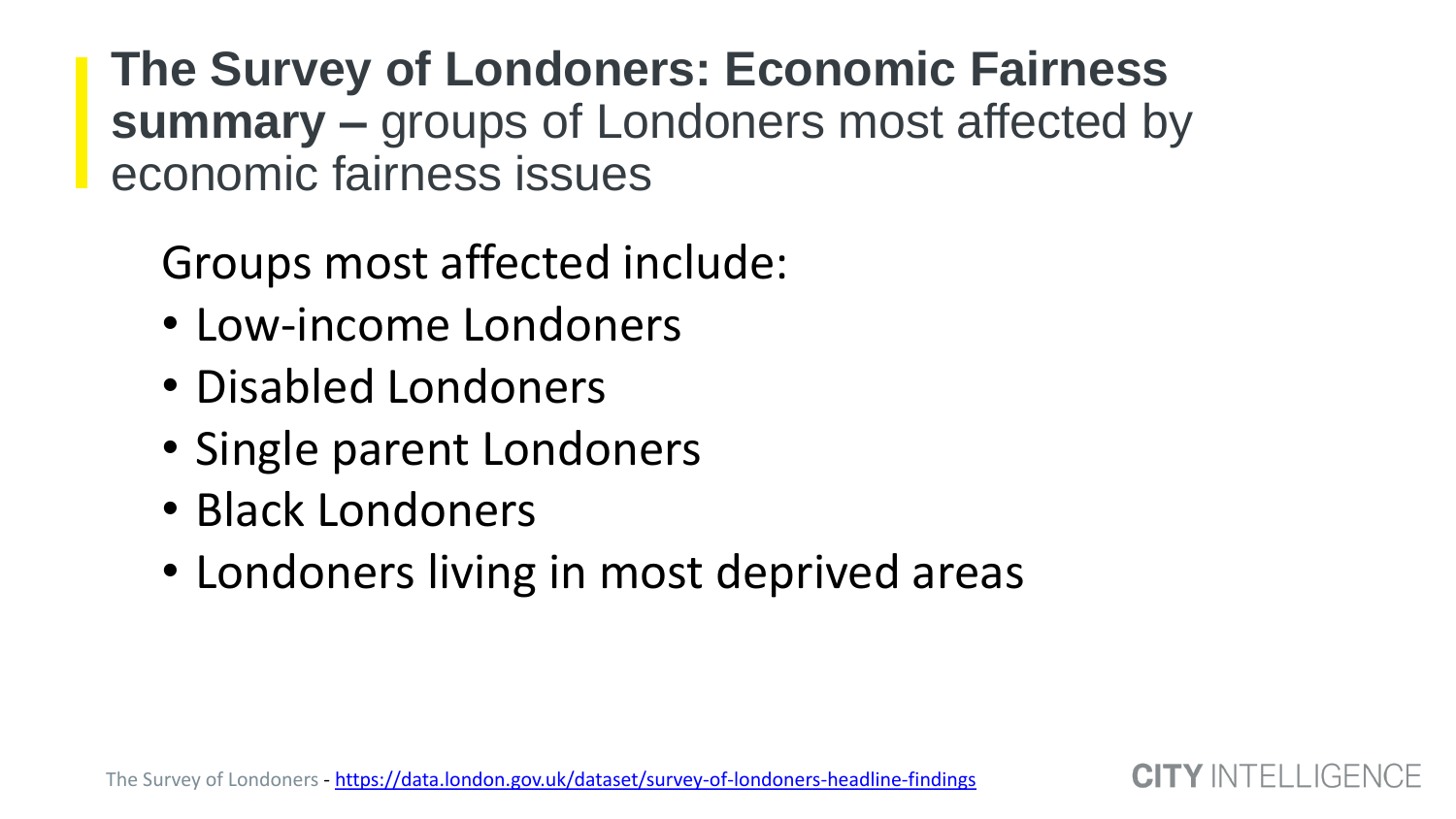# **The Survey of Londoners: Economic Fairness summary –** groups of Londoners most affected by economic fairness issues

Groups most affected include:

- Low-income Londoners
- Disabled Londoners
- Single parent Londoners
- Black Londoners
- Londoners living in most deprived areas

The Survey of Londoners - https://data.london.gov.uk/dataset/survey-of-londoners-headline-findings